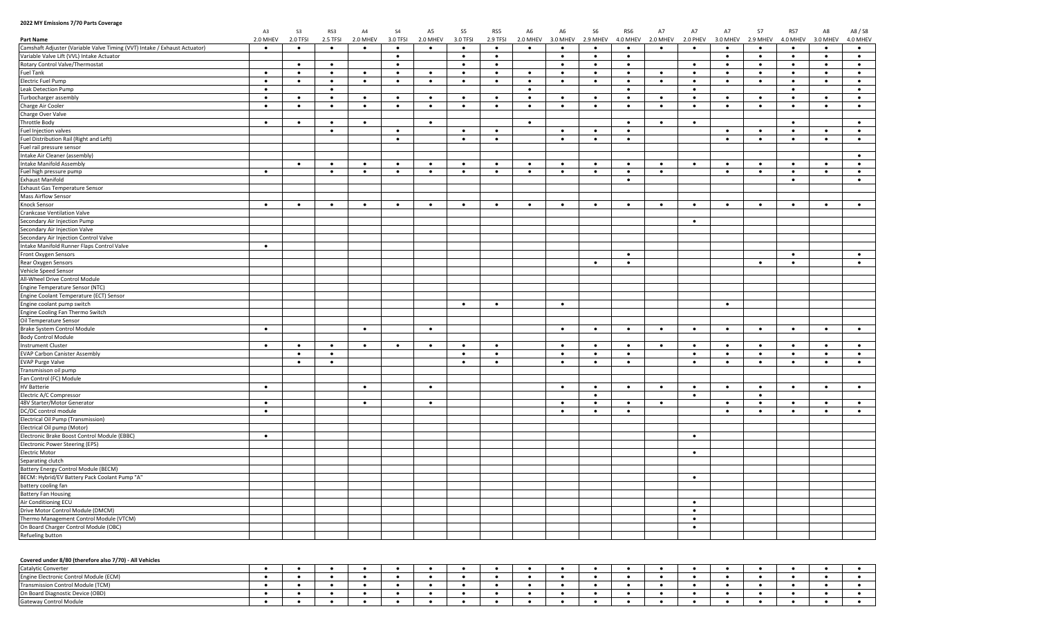**2022 MY Emissions 7/70 Parts Coverage**

| | A3 | S3 | RS3 | A4 | S4 | A5 | S5 | RS5 | A6 | A6 | S6 | RS6 | A7 | A7 | A7 | S7 | RS7 | A8 | A8 / S8 |
|---|---|---|---|---|---|---|---|---|---|---|---|---|---|---|---|---|---|---|---|
| **Part Name** | 2.0 MHEV | 2.0 TFSI | 2.5 TFSI | 2.0 MHEV | 3.0 TFSI | 2.0 MHEV | 3.0 TFSI | 2.9 TFSI | 2.0 MHEV | 3.0 MHEV | 2.9 MHEV | 4.0 MHEV | 2.0 MHEV | 2.0 PHEV | 3.0 MHEV | 2.9 MHEV | 4.0 MHEV | 3.0 MHEV | 4.0 MHEV |
| Camshaft Adjuster (Variable Valve Timing (VVT) Intake / Exhaust Actuator) | • | • | • | • | • | • | • | • | • | • | • | • | • | • | • | • | • | • | • |
| Variable Valve Lift (VVL) Intake Actuator | | | | | • | | • | • | | • | • | • | | | • | • | • | • | • |
| Rotary Control Valve/Thermostat | | • | • | | • | | • | • | | • | • | • | | • | • | • | • | • | • |
| Fuel Tank | • | • | • | • | • | • | • | • | • | • | • | • | • | • | • | • | • | • | • |
| Electric Fuel Pump | • | • | • | • | • | • | • | • | • | • | • | • | • | • | • | • | • | • | • |
| Leak Detection Pump | • | | • | | | | | | • | | | • | | • | | | • | | • |
| Turbocharger assembly | • | • | • | • | • | • | • | • | • | • | • | • | • | • | • | • | • | • | • |
| Charge Air Cooler | • | • | • | • | • | • | • | • | • | • | • | • | • | • | • | • | • | • | • |
| Charge Over Valve | | | | | | | | | | | | | | | | | | | |
| Throttle Body | • | • | • | • | | • | | | • | | | • | • | • | | | • | | • |
| Fuel Injection valves | | | • | | • | | • | • | | • | • | • | | | • | • | • | • | • |
| Fuel Distribution Rail (Right and Left) | | | | | • | | • | • | | • | • | • | | | • | • | • | • | • |
| Fuel rail pressure sensor | | | | | | | | | | | | | | | | | | | |
| Intake Air Cleaner (assembly) | | | | | | | | | | | | | | | | | | | • |
| Intake Manifold Assembly | | • | • | • | • | • | • | • | • | • | • | • | • | • | • | • | • | • | • |
| Fuel high pressure pump | • | | • | • | • | • | • | • | • | • | • | • | • | | • | • | • | • | • |
| Exhaust Manifold | | | | | | | | | | | | • | | | | | • | | • |
| Exhaust Gas Temperature Sensor | | | | | | | | | | | | | | | | | | | |
| Mass Airflow Sensor | | | | | | | | | | | | | | | | | | | |
| Knock Sensor | • | • | • | • | • | • | • | • | • | • | • | • | • | • | • | • | • | • | • |
| Crankcase Ventilation Valve | | | | | | | | | | | | | | | | | | | |
| Secondary Air Injection Pump | | | | | | | | | | | | | | • | | | | | |
| Secondary Air Injection Valve | | | | | | | | | | | | | | | | | | | |
| Secondary Air Injection Control Valve | | | | | | | | | | | | | | | | | | | |
| Intake Manifold Runner Flaps Control Valve | • | | | | | | | | | | | | | | | | | | |
| Front Oxygen Sensors | | | | | | | | | | | | • | | | | | • | | • |
| Rear Oxygen Sensors | | | | | | | | | | | • | • | | | | • | • | | • |
| Vehicle Speed Sensor | | | | | | | | | | | | | | | | | | | |
| All-Wheel Drive Control Module | | | | | | | | | | | | | | | | | | | |
| Engine Temperature Sensor (NTC) | | | | | | | | | | | | | | | | | | | |
| Engine Coolant Temperature (ECT) Sensor | | | | | | | | | | | | | | | | | | | |
| Engine coolant pump switch | | | | | | | • | • | | • | | | | | • | | | | |
| Engine Cooling Fan Thermo Switch | | | | | | | | | | | | | | | | | | | |
| Oil Temperature Sensor | | | | | | | | | | | | | | | | | | | |
| Brake System Control Module | • | | | • | | • | | | | • | • | • | • | • | • | • | • | • | • |
| Body Control Module | | | | | | | | | | | | | | | | | | | |
| Instrument Cluster | • | • | • | • | • | • | • | • | | • | • | • | • | • | • | • | • | • | • |
| EVAP Carbon Canister Assembly | | • | • | | | | • | • | | • | • | • | | • | • | • | • | • | • |
| EVAP Purge Valve | | • | • | | | | • | • | | • | • | • | | • | • | • | • | • | • |
| Transmisison oil pump | | | | | | | | | | | | | | | | | | | |
| Fan Control (FC) Module | | | | | | | | | | | | | | | | | | | |
| HV Batterie | • | | | • | | • | | | | • | • | • | • | • | • | • | • | • | • |
| Electric A/C Compressor | | | | | | | | | | | • | | | • | | • | | | |
| 48V Starter/Motor Generator | • | | | • | | • | | | | • | • | • | • | | • | • | • | • | • |
| DC/DC control module | • | | | | | | | | | • | • | • | | | • | • | • | • | • |
| Electrical Oil Pump (Transmission) | | | | | | | | | | | | | | | | | | | |
| Electrical Oil pump (Motor) | | | | | | | | | | | | | | | | | | | |
| Electronic Brake Boost Control Module (EBBC) | • | | | | | | | | | | | | | • | | | | | |
| Electronic Power Steering (EPS) | | | | | | | | | | | | | | | | | | | |
| Electric Motor | | | | | | | | | | | | | | • | | | | | |
| Separating clutch | | | | | | | | | | | | | | | | | | | |
| Battery Energy Control Module (BECM) | | | | | | | | | | | | | | | | | | | |
| BECM: Hybrid/EV Battery Pack Coolant Pump "A" | | | | | | | | | | | | | | • | | | | | |
| battery cooling fan | | | | | | | | | | | | | | | | | | | |
| Battery Fan Housing | | | | | | | | | | | | | | | | | | | |
| Air Conditioning ECU | | | | | | | | | | | | | | • | | | | | |
| Drive Motor Control Module (DMCM) | | | | | | | | | | | | | | • | | | | | |
| Thermo Management Control Module (VTCM) | | | | | | | | | | | | | | • | | | | | |
| On Board Charger Control Module (OBC) | | | | | | | | | | | | | | • | | | | | |
| Refueling button | | | | | | | | | | | | | | | | | | | |

**Covered under 8/80 (therefore also 7/70) - All Vehicles**

| | A3 | S3 | RS3 | A4 | S4 | A5 | S5 | RS5 | A6 | A6 | S6 | RS6 | A7 | A7 | A7 | S7 | RS7 | A8 | A8 / S8 |
|---|---|---|---|---|---|---|---|---|---|---|---|---|---|---|---|---|---|---|---|
| Catalytic Converter | • | • | • | • | • | • | • | • | • | • | • | • | • | • | • | • | • | • | • |
| Engine Electronic Control Module (ECM) | • | • | • | • | • | • | • | • | • | • | • | • | • | • | • | • | • | • | • |
| Transmission Control Module (TCM) | • | • | • | • | • | • | • | • | • | • | • | • | • | • | • | • | • | • | • |
| On Board Diagnostic Device (OBD) | • | • | • | • | • | • | • | • | • | • | • | • | • | • | • | • | • | • | • |
| Gateway Control Module | • | • | • | • | • | • | • | • | • | • | • | • | • | • | • | • | • | • | • |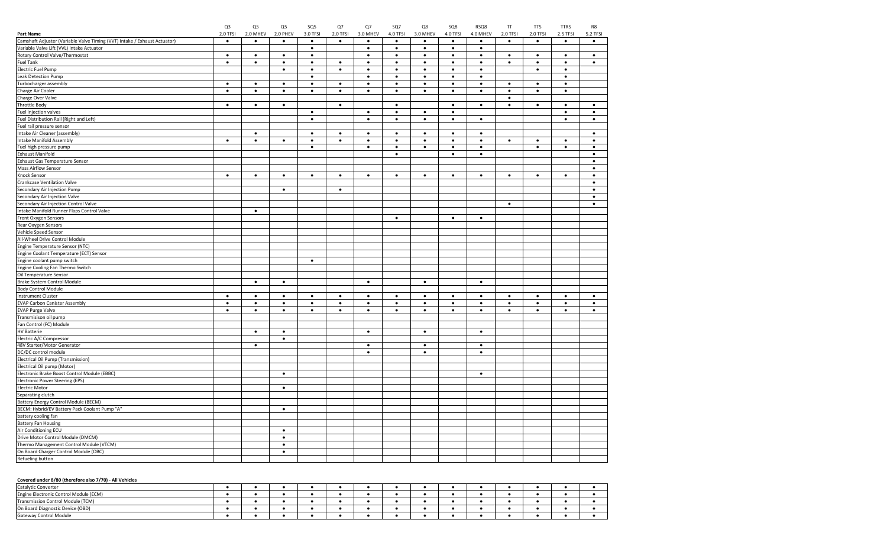| Part Name | Q3 2.0 TFSI | Q5 2.0 MHEV | Q5 2.0 PHEV | SQ5 3.0 TFSI | Q7 2.0 TFSI | Q7 3.0 MHEV | SQ7 4.0 TFSI | Q8 3.0 MHEV | SQ8 4.0 TFSI | RSQ8 4.0 MHEV | TT 2.0 TFSI | TTS 2.0 TFSI | TTRS 2.5 TFSI | R8 5.2 TFSI |
|---|---|---|---|---|---|---|---|---|---|---|---|---|---|---|
| Camshaft Adjuster (Variable Valve Timing (VVT) Intake / Exhaust Actuator) | • | • | • | • | • | • | • | • | • | • | • | • | • | • |
| Variable Valve Lift (VVL) Intake Actuator | | | | • | | • | • | • | • | • | | | | |
| Rotary Control Valve/Thermostat | • | • | • | • | | • | • | • | • | • | • | • | • | • |
| Fuel Tank | • | • | • | • | • | • | • | • | • | • | • | • | • | • |
| Electric Fuel Pump | | | • | • | • | • | • | • | • | • | | • | • | |
| Leak Detection Pump | | | | • | | • | • | • | • | • | | | • | |
| Turbocharger assembly | • | • | • | • | • | • | • | • | • | • | • | • | • | |
| Charge Air Cooler | • | • | • | • | • | • | • | • | • | • | • | • | • | |
| Charge Over Valve | | | | | | | | | | | • | | | |
| Throttle Body | • | • | • | | • | | • | | • | • | • | • | • | • |
| Fuel Injection valves | | | | • | | • | • | • | • | | | | • | • |
| Fuel Distribution Rail (Right and Left) | | | | • | | • | • | • | • | • | | | • | • |
| Fuel rail pressure sensor | | | | | | | | | | | | | | |
| Intake Air Cleaner (assembly) | | • | | • | • | • | • | • | • | • | | | | • |
| Intake Manifold Assembly | • | • | • | • | • | • | • | • | • | • | • | • | • | • |
| Fuel high pressure pump | | | | • | | • | • | • | • | • | | • | • | • |
| Exhaust Manifold | | | | | | | • | | • | • | | | | • |
| Exhaust Gas Temperature Sensor | | | | | | | | | | | | | | • |
| Mass Airflow Sensor | | | | | | | | | | | | | | • |
| Knock Sensor | • | • | • | • | • | • | • | • | • | • | • | • | • | • |
| Crankcase Ventilation Valve | | | | | | | | | | | | | | • |
| Secondary Air Injection Pump | | | • | | • | | | | | | | | | • |
| Secondary Air Injection Valve | | | | | | | | | | | | | | • |
| Secondary Air Injection Control Valve | | | | | | | | | | | • | | | • |
| Intake Manifold Runner Flaps Control Valve | | • | | | | | | | | | | | | |
| Front Oxygen Sensors | | | | | | | • | | • | • | | | | |
| Rear Oxygen Sensors | | | | | | | | | | | | | | |
| Vehicle Speed Sensor | | | | | | | | | | | | | | |
| All-Wheel Drive Control Module | | | | | | | | | | | | | | |
| Engine Temperature Sensor (NTC) | | | | | | | | | | | | | | |
| Engine Coolant Temperature (ECT) Sensor | | | | | | | | | | | | | | |
| Engine coolant pump switch | | | | • | | | | | | | | | | |
| Engine Cooling Fan Thermo Switch | | | | | | | | | | | | | | |
| Oil Temperature Sensor | | | | | | | | | | | | | | |
| Brake System Control Module | | • | • | | | • | | • | | • | | | | |
| Body Control Module | | | | | | | | | | | | | | |
| Instrument Cluster | • | • | • | • | • | • | • | • | • | • | • | • | • | • |
| EVAP Carbon Canister Assembly | • | • | • | • | • | • | • | • | • | • | • | • | • | • |
| EVAP Purge Valve | • | • | • | • | • | • | • | • | • | • | • | • | • | • |
| Transmisison oil pump | | | | | | | | | | | | | | |
| Fan Control (FC) Module | | | | | | | | | | | | | | |
| HV Batterie | | • | • | | | • | | • | | • | | | | |
| Electric A/C Compressor | | | • | | | | | | | | | | | |
| 48V Starter/Motor Generator | | • | | | | • | | • | | • | | | | |
| DC/DC control module | | | | | | • | | • | | • | | | | |
| Electrical Oil Pump (Transmission) | | | | | | | | | | | | | | |
| Electrical Oil pump (Motor) | | | | | | | | | | | | | | |
| Electronic Brake Boost Control Module (EBBC) | | | • | | | | | | | • | | | | |
| Electronic Power Steering (EPS) | | | | | | | | | | | | | | |
| Electric Motor | | | • | | | | | | | | | | | |
| Separating clutch | | | | | | | | | | | | | | |
| Battery Energy Control Module (BECM) | | | | | | | | | | | | | | |
| BECM: Hybrid/EV Battery Pack Coolant Pump "A" | | | • | | | | | | | | | | | |
| battery cooling fan | | | | | | | | | | | | | | |
| Battery Fan Housing | | | | | | | | | | | | | | |
| Air Conditioning ECU | | | • | | | | | | | | | | | |
| Drive Motor Control Module (DMCM) | | | • | | | | | | | | | | | |
| Thermo Management Control Module (VTCM) | | | • | | | | | | | | | | | |
| On Board Charger Control Module (OBC) | | | • | | | | | | | | | | | |
| Refueling button | | | | | | | | | | | | | | |

**Covered under 8/80 (therefore also 7/70) - All Vehicles**

| | | | | | | | | | | | | | | |
|---|---|---|---|---|---|---|---|---|---|---|---|---|---|---|
| Catalytic Converter | • | • | • | • | • | • | • | • | • | • | • | • | • | • |
| Engine Electronic Control Module (ECM) | • | • | • | • | • | • | • | • | • | • | • | • | • | • |
| Transmission Control Module (TCM) | • | • | • | • | • | • | • | • | • | • | • | • | • | • |
| On Board Diagnostic Device (OBD) | • | • | • | • | • | • | • | • | • | • | • | • | • | • |
| Gateway Control Module | • | • | • | • | • | • | • | • | • | • | • | • | • | • |